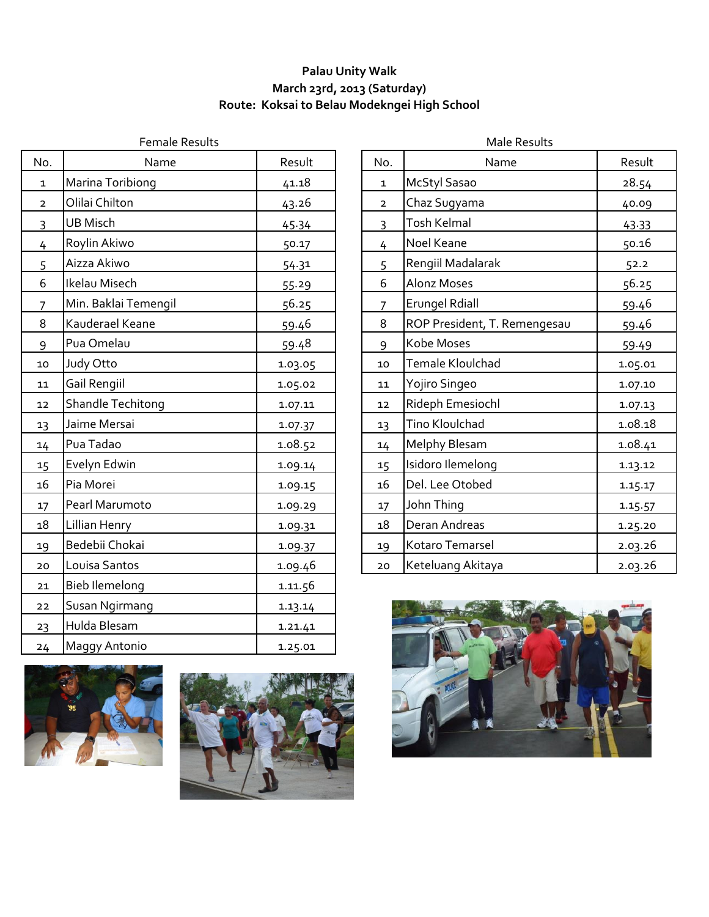**Palau Unity Walk**
**March 23rd, 2013 (Saturday)**
**Route: Koksai to Belau Modekngei High School**

Female Results

| No. | Name | Result |
|---|---|---|
| 1 | Marina Toribiong | 41.18 |
| 2 | Olilai Chilton | 43.26 |
| 3 | UB Misch | 45.34 |
| 4 | Roylin Akiwo | 50.17 |
| 5 | Aizza Akiwo | 54.31 |
| 6 | Ikelau Misech | 55.29 |
| 7 | Min. Baklai Temengil | 56.25 |
| 8 | Kauderael Keane | 59.46 |
| 9 | Pua Omelau | 59.48 |
| 10 | Judy Otto | 1.03.05 |
| 11 | Gail Rengiil | 1.05.02 |
| 12 | Shandle Techitong | 1.07.11 |
| 13 | Jaime Mersai | 1.07.37 |
| 14 | Pua Tadao | 1.08.52 |
| 15 | Evelyn Edwin | 1.09.14 |
| 16 | Pia Morei | 1.09.15 |
| 17 | Pearl Marumoto | 1.09.29 |
| 18 | Lillian Henry | 1.09.31 |
| 19 | Bedebii Chokai | 1.09.37 |
| 20 | Louisa Santos | 1.09.46 |
| 21 | Bieb Ilemelong | 1.11.56 |
| 22 | Susan Ngirmang | 1.13.14 |
| 23 | Hulda Blesam | 1.21.41 |
| 24 | Maggy Antonio | 1.25.01 |

Male Results

| No. | Name | Result |
|---|---|---|
| 1 | McStyl Sasao | 28.54 |
| 2 | Chaz Sugyama | 40.09 |
| 3 | Tosh Kelmal | 43.33 |
| 4 | Noel Keane | 50.16 |
| 5 | Rengiil Madalarak | 52.2 |
| 6 | Alonz Moses | 56.25 |
| 7 | Erungel Rdiall | 59.46 |
| 8 | ROP President, T. Remengesau | 59.46 |
| 9 | Kobe Moses | 59.49 |
| 10 | Temale Kloulchad | 1.05.01 |
| 11 | Yojiro Singeo | 1.07.10 |
| 12 | Rideph Emesiochl | 1.07.13 |
| 13 | Tino Kloulchad | 1.08.18 |
| 14 | Melphy Blesam | 1.08.41 |
| 15 | Isidoro Ilemelong | 1.13.12 |
| 16 | Del. Lee Otobed | 1.15.17 |
| 17 | John Thing | 1.15.57 |
| 18 | Deran Andreas | 1.25.20 |
| 19 | Kotaro Temarsel | 2.03.26 |
| 20 | Keteluang Akitaya | 2.03.26 |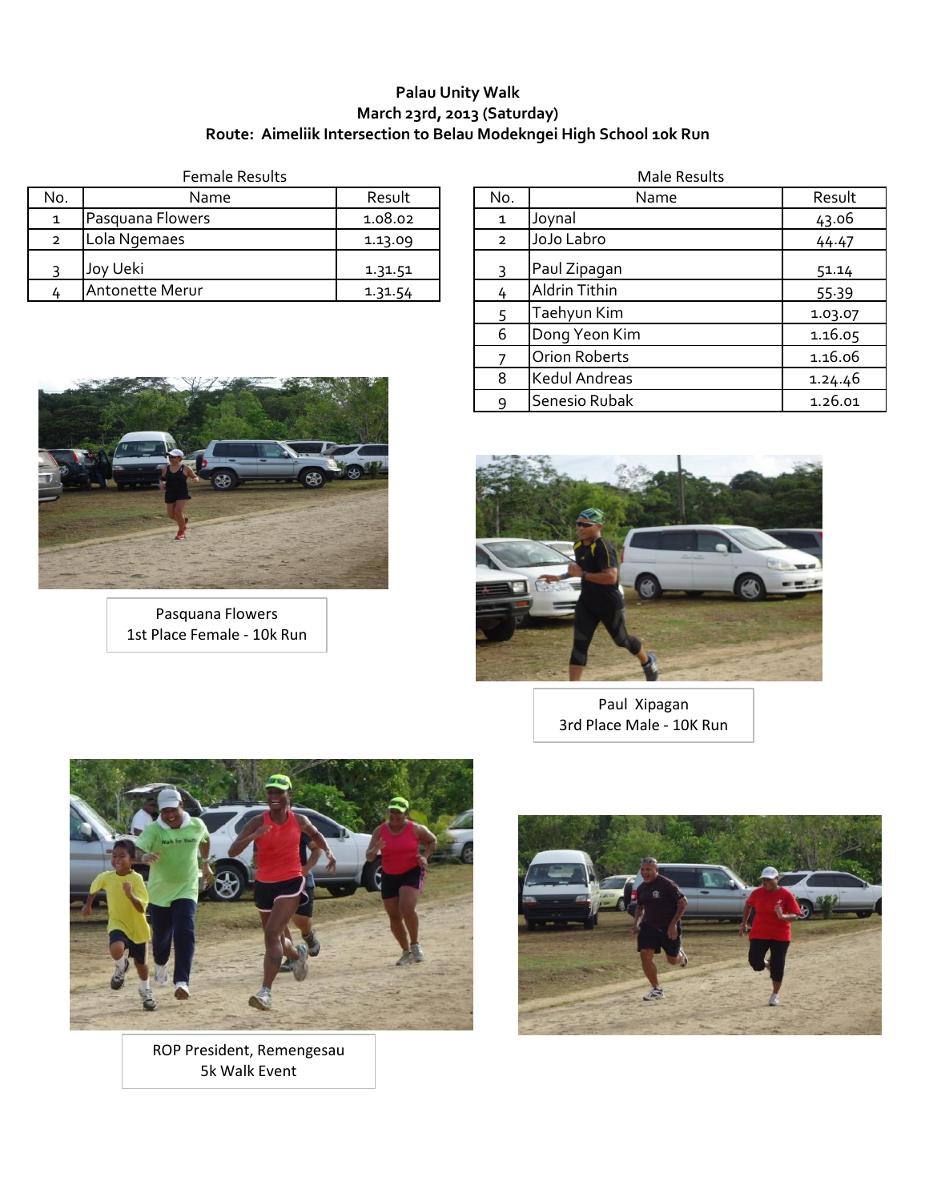**Palau Unity Walk**
**March 23rd, 2013 (Saturday)**
**Route: Aimeliik Intersection to Belau Modekngei High School 10k Run**

Female Results

| No. | Name | Result |
|---|---|---|
| 1 | Pasquana Flowers | 1.08.02 |
| 2 | Lola Ngemaes | 1.13.09 |
| 3 | Joy Ueki | 1.31.51 |
| 4 | Antonette Merur | 1.31.54 |

Male Results

| No. | Name | Result |
|---|---|---|
| 1 | Joynal | 43.06 |
| 2 | JoJo Labro | 44.47 |
| 3 | Paul Zipagan | 51.14 |
| 4 | Aldrin Tithin | 55.39 |
| 5 | Taehyun Kim | 1.03.07 |
| 6 | Dong Yeon Kim | 1.16.05 |
| 7 | Orion Roberts | 1.16.06 |
| 8 | Kedul Andreas | 1.24.46 |
| 9 | Senesio Rubak | 1.26.01 |

Pasquana Flowers
1st Place Female - 10k Run

Paul Xipagan
3rd Place Male - 10K Run

ROP President, Remengesau
5k Walk Event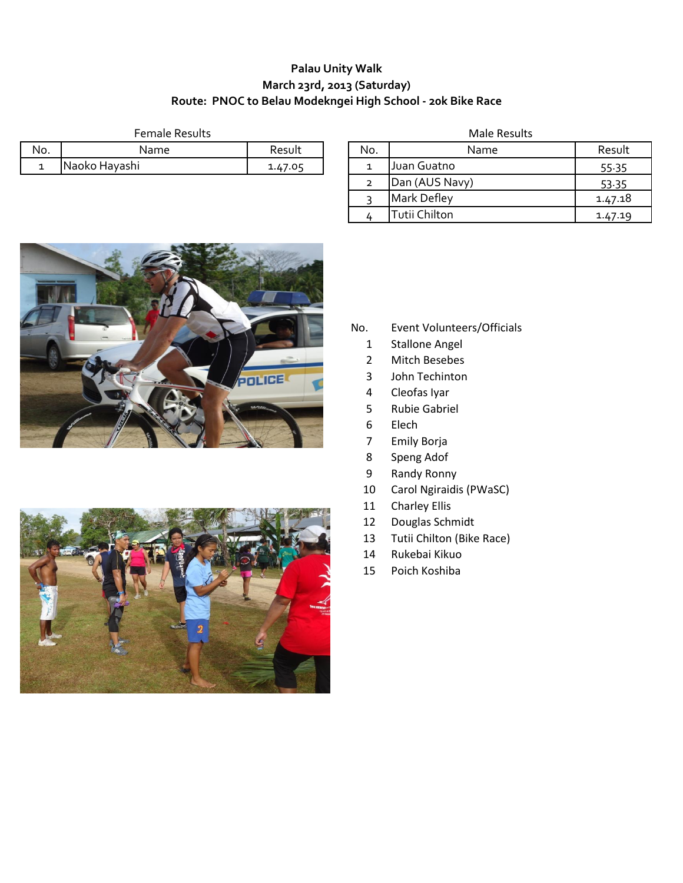**Palau Unity Walk**
**March 23rd, 2013 (Saturday)**
**Route: PNOC to Belau Modekngei High School - 20k Bike Race**

Female Results

| No. | Name | Result |
|---|---|---|
| 1 | Naoko Hayashi | 1.47.05 |

Male Results

| No. | Name | Result |
|---|---|---|
| 1 | Juan Guatno | 55.35 |
| 2 | Dan (AUS Navy) | 53.35 |
| 3 | Mark Defley | 1.47.18 |
| 4 | Tutii Chilton | 1.47.19 |

| No. | Event Volunteers/Officials |
|---|---|
| 1 | Stallone Angel |
| 2 | Mitch Besebes |
| 3 | John Techinton |
| 4 | Cleofas Iyar |
| 5 | Rubie Gabriel |
| 6 | Elech |
| 7 | Emily Borja |
| 8 | Speng Adof |
| 9 | Randy Ronny |
| 10 | Carol Ngiraidis (PWaSC) |
| 11 | Charley Ellis |
| 12 | Douglas Schmidt |
| 13 | Tutii Chilton (Bike Race) |
| 14 | Rukebai Kikuo |
| 15 | Poich Koshiba |